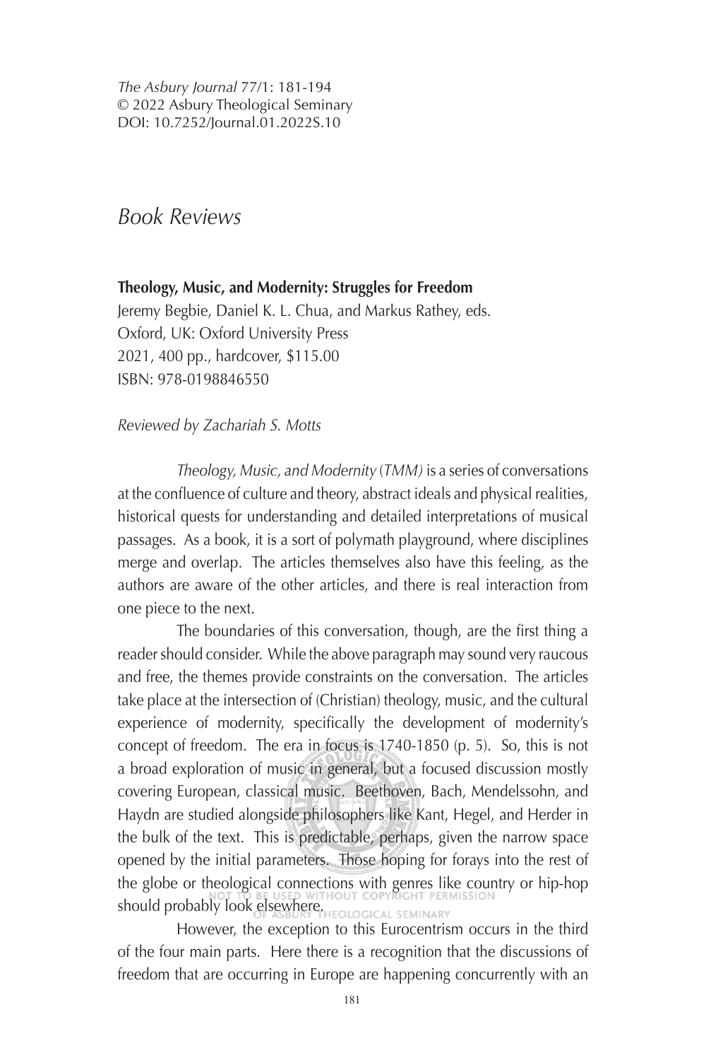*The Asbury Journal* 77/1: 181-194
© 2022 Asbury Theological Seminary
DOI: 10.7252/Journal.01.2022S.10

# *Book Reviews*

**Theology, Music, and Modernity: Struggles for Freedom**
Jeremy Begbie, Daniel K. L. Chua, and Markus Rathey, eds.
Oxford, UK: Oxford University Press
2021, 400 pp., hardcover, $115.00
ISBN: 978-0198846550

*Reviewed by Zachariah S. Motts*

*Theology, Music, and Modernity* (*TMM)* is a series of conversations at the confluence of culture and theory, abstract ideals and physical realities, historical quests for understanding and detailed interpretations of musical passages. As a book, it is a sort of polymath playground, where disciplines merge and overlap. The articles themselves also have this feeling, as the authors are aware of the other articles, and there is real interaction from one piece to the next.

The boundaries of this conversation, though, are the first thing a reader should consider. While the above paragraph may sound very raucous and free, the themes provide constraints on the conversation. The articles take place at the intersection of (Christian) theology, music, and the cultural experience of modernity, specifically the development of modernity's concept of freedom. The era in focus is 1740-1850 (p. 5). So, this is not a broad exploration of music in general, but a focused discussion mostly covering European, classical music. Beethoven, Bach, Mendelssohn, and Haydn are studied alongside philosophers like Kant, Hegel, and Herder in the bulk of the text. This is predictable, perhaps, given the narrow space opened by the initial parameters. Those hoping for forays into the rest of the globe or theological connections with genres like country or hip-hop should probably look elsewhere.

However, the exception to this Eurocentrism occurs in the third of the four main parts. Here there is a recognition that the discussions of freedom that are occurring in Europe are happening concurrently with an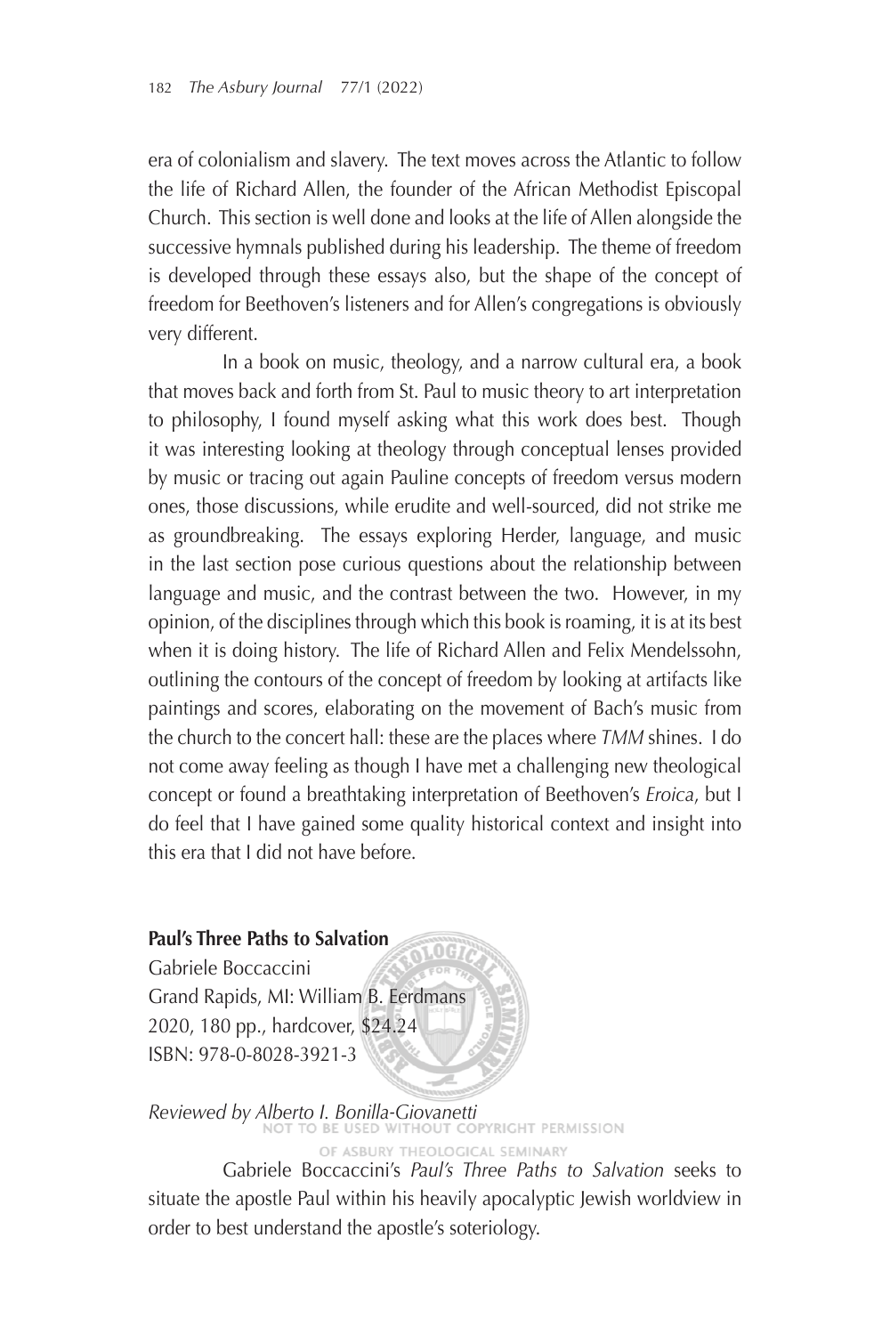era of colonialism and slavery. The text moves across the Atlantic to follow the life of Richard Allen, the founder of the African Methodist Episcopal Church. This section is well done and looks at the life of Allen alongside the successive hymnals published during his leadership. The theme of freedom is developed through these essays also, but the shape of the concept of freedom for Beethoven's listeners and for Allen's congregations is obviously very different.

In a book on music, theology, and a narrow cultural era, a book that moves back and forth from St. Paul to music theory to art interpretation to philosophy, I found myself asking what this work does best. Though it was interesting looking at theology through conceptual lenses provided by music or tracing out again Pauline concepts of freedom versus modern ones, those discussions, while erudite and well-sourced, did not strike me as groundbreaking. The essays exploring Herder, language, and music in the last section pose curious questions about the relationship between language and music, and the contrast between the two. However, in my opinion, of the disciplines through which this book is roaming, it is at its best when it is doing history. The life of Richard Allen and Felix Mendelssohn, outlining the contours of the concept of freedom by looking at artifacts like paintings and scores, elaborating on the movement of Bach's music from the church to the concert hall: these are the places where *TMM* shines. I do not come away feeling as though I have met a challenging new theological concept or found a breathtaking interpretation of Beethoven's *Eroica*, but I do feel that I have gained some quality historical context and insight into this era that I did not have before.

**Paul's Three Paths to Salvation**
Gabriele Boccaccini
Grand Rapids, MI: William B. Eerdmans
2020, 180 pp., hardcover, $24.24
ISBN: 978-0-8028-3921-3

*Reviewed by Alberto I. Bonilla-Giovanetti*

Gabriele Boccaccini's *Paul's Three Paths to Salvation* seeks to situate the apostle Paul within his heavily apocalyptic Jewish worldview in order to best understand the apostle's soteriology.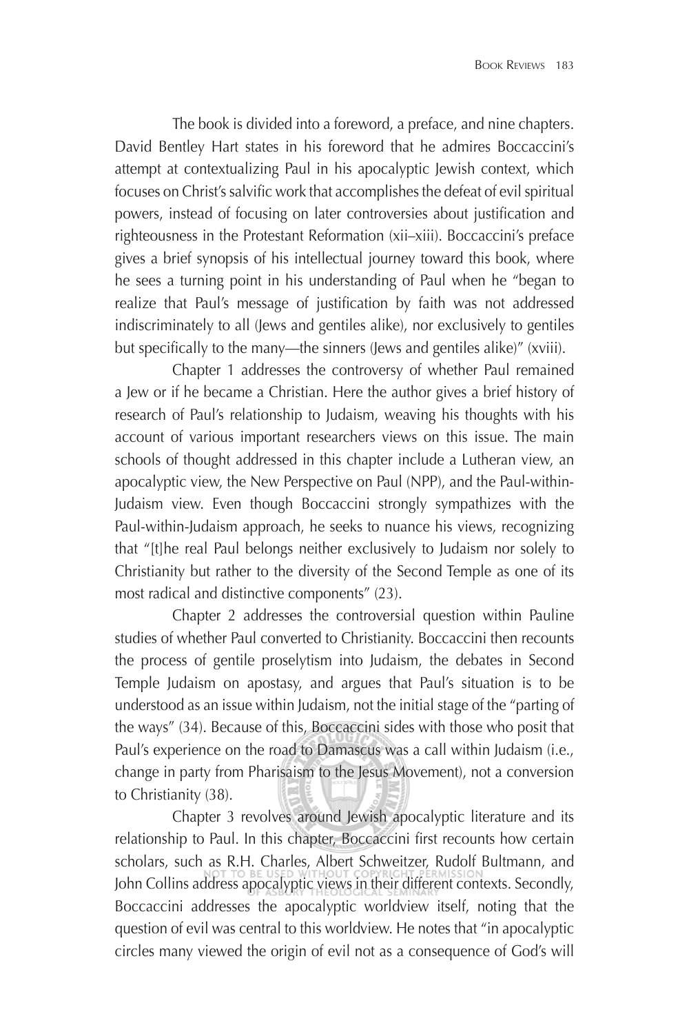The book is divided into a foreword, a preface, and nine chapters. David Bentley Hart states in his foreword that he admires Boccaccini's attempt at contextualizing Paul in his apocalyptic Jewish context, which focuses on Christ's salvific work that accomplishes the defeat of evil spiritual powers, instead of focusing on later controversies about justification and righteousness in the Protestant Reformation (xii–xiii). Boccaccini's preface gives a brief synopsis of his intellectual journey toward this book, where he sees a turning point in his understanding of Paul when he "began to realize that Paul's message of justification by faith was not addressed indiscriminately to all (Jews and gentiles alike), nor exclusively to gentiles but specifically to the many—the sinners (Jews and gentiles alike)" (xviii).

Chapter 1 addresses the controversy of whether Paul remained a Jew or if he became a Christian. Here the author gives a brief history of research of Paul's relationship to Judaism, weaving his thoughts with his account of various important researchers views on this issue. The main schools of thought addressed in this chapter include a Lutheran view, an apocalyptic view, the New Perspective on Paul (NPP), and the Paul-within-Judaism view. Even though Boccaccini strongly sympathizes with the Paul-within-Judaism approach, he seeks to nuance his views, recognizing that "[t]he real Paul belongs neither exclusively to Judaism nor solely to Christianity but rather to the diversity of the Second Temple as one of its most radical and distinctive components" (23).

Chapter 2 addresses the controversial question within Pauline studies of whether Paul converted to Christianity. Boccaccini then recounts the process of gentile proselytism into Judaism, the debates in Second Temple Judaism on apostasy, and argues that Paul's situation is to be understood as an issue within Judaism, not the initial stage of the "parting of the ways" (34). Because of this, Boccaccini sides with those who posit that Paul's experience on the road to Damascus was a call within Judaism (i.e., change in party from Pharisaism to the Jesus Movement), not a conversion to Christianity (38).

Chapter 3 revolves around Jewish apocalyptic literature and its relationship to Paul. In this chapter, Boccaccini first recounts how certain scholars, such as R.H. Charles, Albert Schweitzer, Rudolf Bultmann, and John Collins address apocalyptic views in their different contexts. Secondly, Boccaccini addresses the apocalyptic worldview itself, noting that the question of evil was central to this worldview. He notes that "in apocalyptic circles many viewed the origin of evil not as a consequence of God's will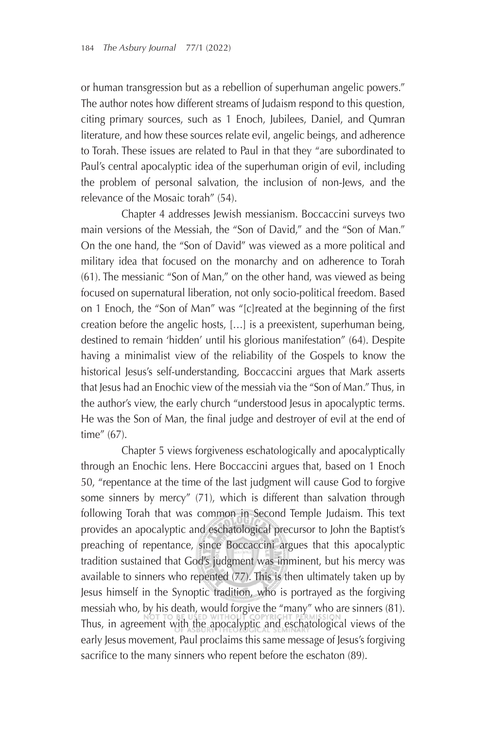or human transgression but as a rebellion of superhuman angelic powers." The author notes how different streams of Judaism respond to this question, citing primary sources, such as 1 Enoch, Jubilees, Daniel, and Qumran literature, and how these sources relate evil, angelic beings, and adherence to Torah. These issues are related to Paul in that they "are subordinated to Paul's central apocalyptic idea of the superhuman origin of evil, including the problem of personal salvation, the inclusion of non-Jews, and the relevance of the Mosaic torah" (54).

Chapter 4 addresses Jewish messianism. Boccaccini surveys two main versions of the Messiah, the "Son of David," and the "Son of Man." On the one hand, the "Son of David" was viewed as a more political and military idea that focused on the monarchy and on adherence to Torah (61). The messianic "Son of Man," on the other hand, was viewed as being focused on supernatural liberation, not only socio-political freedom. Based on 1 Enoch, the "Son of Man" was "[c]reated at the beginning of the first creation before the angelic hosts, […] is a preexistent, superhuman being, destined to remain 'hidden' until his glorious manifestation" (64). Despite having a minimalist view of the reliability of the Gospels to know the historical Jesus's self-understanding, Boccaccini argues that Mark asserts that Jesus had an Enochic view of the messiah via the "Son of Man." Thus, in the author's view, the early church "understood Jesus in apocalyptic terms. He was the Son of Man, the final judge and destroyer of evil at the end of time" (67).

Chapter 5 views forgiveness eschatologically and apocalyptically through an Enochic lens. Here Boccaccini argues that, based on 1 Enoch 50, "repentance at the time of the last judgment will cause God to forgive some sinners by mercy" (71), which is different than salvation through following Torah that was common in Second Temple Judaism. This text provides an apocalyptic and eschatological precursor to John the Baptist's preaching of repentance, since Boccaccini argues that this apocalyptic tradition sustained that God's judgment was imminent, but his mercy was available to sinners who repented (77). This is then ultimately taken up by Jesus himself in the Synoptic tradition, who is portrayed as the forgiving messiah who, by his death, would forgive the "many" who are sinners (81). Thus, in agreement with the apocalyptic and eschatological views of the early Jesus movement, Paul proclaims this same message of Jesus's forgiving sacrifice to the many sinners who repent before the eschaton (89).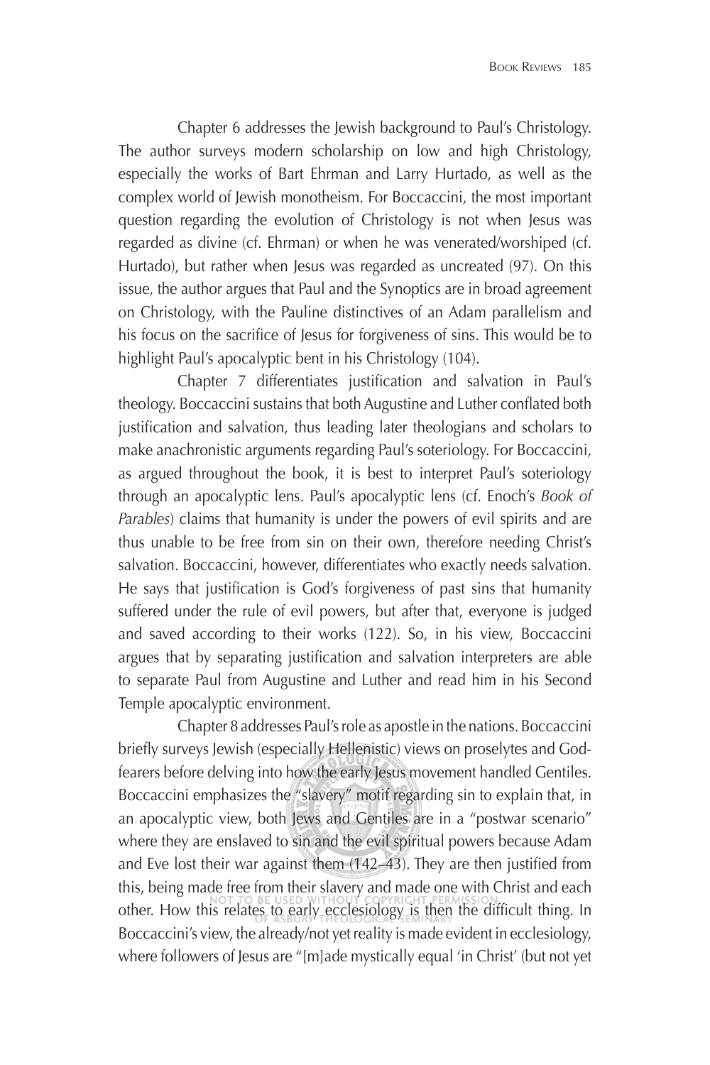Chapter 6 addresses the Jewish background to Paul's Christology. The author surveys modern scholarship on low and high Christology, especially the works of Bart Ehrman and Larry Hurtado, as well as the complex world of Jewish monotheism. For Boccaccini, the most important question regarding the evolution of Christology is not when Jesus was regarded as divine (cf. Ehrman) or when he was venerated/worshiped (cf. Hurtado), but rather when Jesus was regarded as uncreated (97). On this issue, the author argues that Paul and the Synoptics are in broad agreement on Christology, with the Pauline distinctives of an Adam parallelism and his focus on the sacrifice of Jesus for forgiveness of sins. This would be to highlight Paul's apocalyptic bent in his Christology (104).

Chapter 7 differentiates justification and salvation in Paul's theology. Boccaccini sustains that both Augustine and Luther conflated both justification and salvation, thus leading later theologians and scholars to make anachronistic arguments regarding Paul's soteriology. For Boccaccini, as argued throughout the book, it is best to interpret Paul's soteriology through an apocalyptic lens. Paul's apocalyptic lens (cf. Enoch's *Book of Parables*) claims that humanity is under the powers of evil spirits and are thus unable to be free from sin on their own, therefore needing Christ's salvation. Boccaccini, however, differentiates who exactly needs salvation. He says that justification is God's forgiveness of past sins that humanity suffered under the rule of evil powers, but after that, everyone is judged and saved according to their works (122). So, in his view, Boccaccini argues that by separating justification and salvation interpreters are able to separate Paul from Augustine and Luther and read him in his Second Temple apocalyptic environment.

Chapter 8 addresses Paul's role as apostle in the nations. Boccaccini briefly surveys Jewish (especially Hellenistic) views on proselytes and God-fearers before delving into how the early Jesus movement handled Gentiles. Boccaccini emphasizes the "slavery" motif regarding sin to explain that, in an apocalyptic view, both Jews and Gentiles are in a "postwar scenario" where they are enslaved to sin and the evil spiritual powers because Adam and Eve lost their war against them (142–43). They are then justified from this, being made free from their slavery and made one with Christ and each other. How this relates to early ecclesiology is then the difficult thing. In Boccaccini's view, the already/not yet reality is made evident in ecclesiology, where followers of Jesus are "[m]ade mystically equal 'in Christ' (but not yet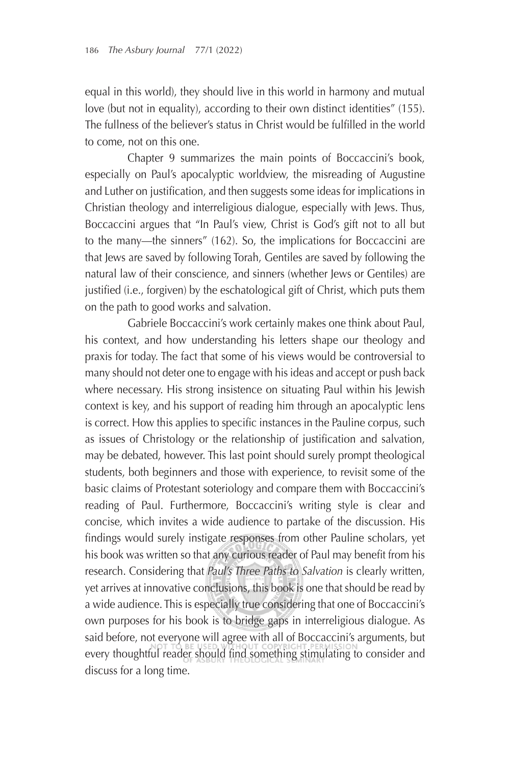equal in this world), they should live in this world in harmony and mutual love (but not in equality), according to their own distinct identities" (155). The fullness of the believer's status in Christ would be fulfilled in the world to come, not on this one.

Chapter 9 summarizes the main points of Boccaccini's book, especially on Paul's apocalyptic worldview, the misreading of Augustine and Luther on justification, and then suggests some ideas for implications in Christian theology and interreligious dialogue, especially with Jews. Thus, Boccaccini argues that "In Paul's view, Christ is God's gift not to all but to the many—the sinners" (162). So, the implications for Boccaccini are that Jews are saved by following Torah, Gentiles are saved by following the natural law of their conscience, and sinners (whether Jews or Gentiles) are justified (i.e., forgiven) by the eschatological gift of Christ, which puts them on the path to good works and salvation.

Gabriele Boccaccini's work certainly makes one think about Paul, his context, and how understanding his letters shape our theology and praxis for today. The fact that some of his views would be controversial to many should not deter one to engage with his ideas and accept or push back where necessary. His strong insistence on situating Paul within his Jewish context is key, and his support of reading him through an apocalyptic lens is correct. How this applies to specific instances in the Pauline corpus, such as issues of Christology or the relationship of justification and salvation, may be debated, however. This last point should surely prompt theological students, both beginners and those with experience, to revisit some of the basic claims of Protestant soteriology and compare them with Boccaccini's reading of Paul. Furthermore, Boccaccini's writing style is clear and concise, which invites a wide audience to partake of the discussion. His findings would surely instigate responses from other Pauline scholars, yet his book was written so that any curious reader of Paul may benefit from his research. Considering that *Paul's Three Paths to Salvation* is clearly written, yet arrives at innovative conclusions, this book is one that should be read by a wide audience. This is especially true considering that one of Boccaccini's own purposes for his book is to bridge gaps in interreligious dialogue. As said before, not everyone will agree with all of Boccaccini's arguments, but every thoughtful reader should find something stimulating to consider and discuss for a long time.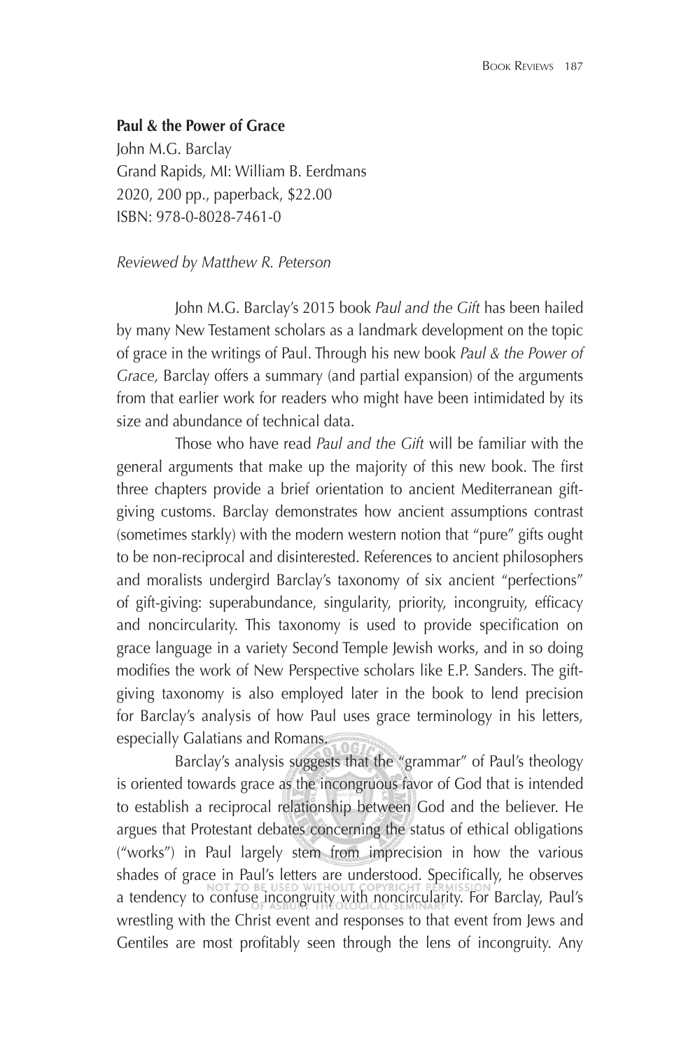**Paul & the Power of Grace**

John M.G. Barclay
Grand Rapids, MI: William B. Eerdmans
2020, 200 pp., paperback, $22.00
ISBN: 978-0-8028-7461-0

*Reviewed by Matthew R. Peterson*

John M.G. Barclay's 2015 book *Paul and the Gift* has been hailed by many New Testament scholars as a landmark development on the topic of grace in the writings of Paul. Through his new book *Paul & the Power of Grace,* Barclay offers a summary (and partial expansion) of the arguments from that earlier work for readers who might have been intimidated by its size and abundance of technical data.

Those who have read *Paul and the Gift* will be familiar with the general arguments that make up the majority of this new book. The first three chapters provide a brief orientation to ancient Mediterranean gift-giving customs. Barclay demonstrates how ancient assumptions contrast (sometimes starkly) with the modern western notion that "pure" gifts ought to be non-reciprocal and disinterested. References to ancient philosophers and moralists undergird Barclay's taxonomy of six ancient "perfections" of gift-giving: superabundance, singularity, priority, incongruity, efficacy and noncircularity. This taxonomy is used to provide specification on grace language in a variety Second Temple Jewish works, and in so doing modifies the work of New Perspective scholars like E.P. Sanders. The gift-giving taxonomy is also employed later in the book to lend precision for Barclay's analysis of how Paul uses grace terminology in his letters, especially Galatians and Romans.

Barclay's analysis suggests that the "grammar" of Paul's theology is oriented towards grace as the incongruous favor of God that is intended to establish a reciprocal relationship between God and the believer. He argues that Protestant debates concerning the status of ethical obligations ("works") in Paul largely stem from imprecision in how the various shades of grace in Paul's letters are understood. Specifically, he observes a tendency to confuse incongruity with noncircularity. For Barclay, Paul's wrestling with the Christ event and responses to that event from Jews and Gentiles are most profitably seen through the lens of incongruity. Any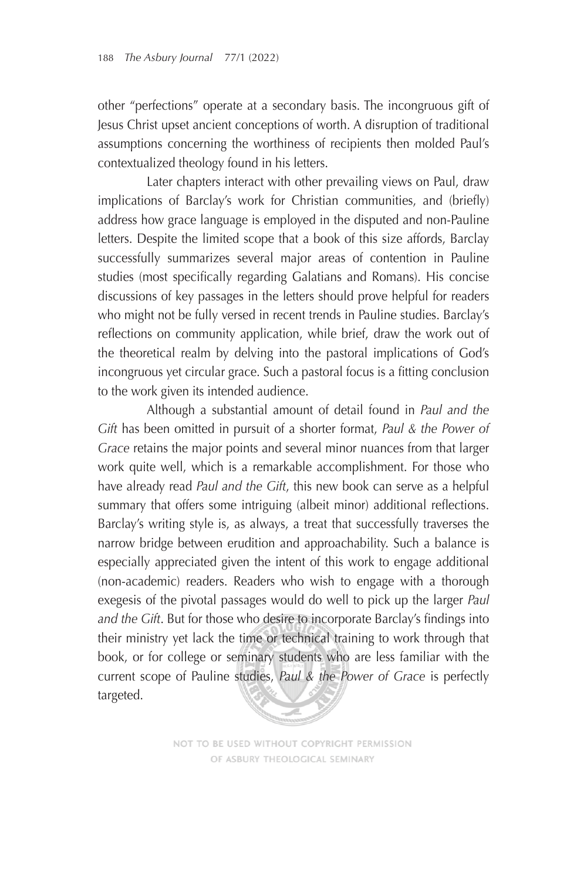other "perfections" operate at a secondary basis. The incongruous gift of Jesus Christ upset ancient conceptions of worth. A disruption of traditional assumptions concerning the worthiness of recipients then molded Paul's contextualized theology found in his letters.

Later chapters interact with other prevailing views on Paul, draw implications of Barclay's work for Christian communities, and (briefly) address how grace language is employed in the disputed and non-Pauline letters. Despite the limited scope that a book of this size affords, Barclay successfully summarizes several major areas of contention in Pauline studies (most specifically regarding Galatians and Romans). His concise discussions of key passages in the letters should prove helpful for readers who might not be fully versed in recent trends in Pauline studies. Barclay's reflections on community application, while brief, draw the work out of the theoretical realm by delving into the pastoral implications of God's incongruous yet circular grace. Such a pastoral focus is a fitting conclusion to the work given its intended audience.

Although a substantial amount of detail found in *Paul and the Gift* has been omitted in pursuit of a shorter format, *Paul & the Power of Grace* retains the major points and several minor nuances from that larger work quite well, which is a remarkable accomplishment. For those who have already read *Paul and the Gift*, this new book can serve as a helpful summary that offers some intriguing (albeit minor) additional reflections. Barclay's writing style is, as always, a treat that successfully traverses the narrow bridge between erudition and approachability. Such a balance is especially appreciated given the intent of this work to engage additional (non-academic) readers. Readers who wish to engage with a thorough exegesis of the pivotal passages would do well to pick up the larger *Paul and the Gift*. But for those who desire to incorporate Barclay's findings into their ministry yet lack the time or technical training to work through that book, or for college or seminary students who are less familiar with the current scope of Pauline studies, *Paul & the Power of Grace* is perfectly targeted.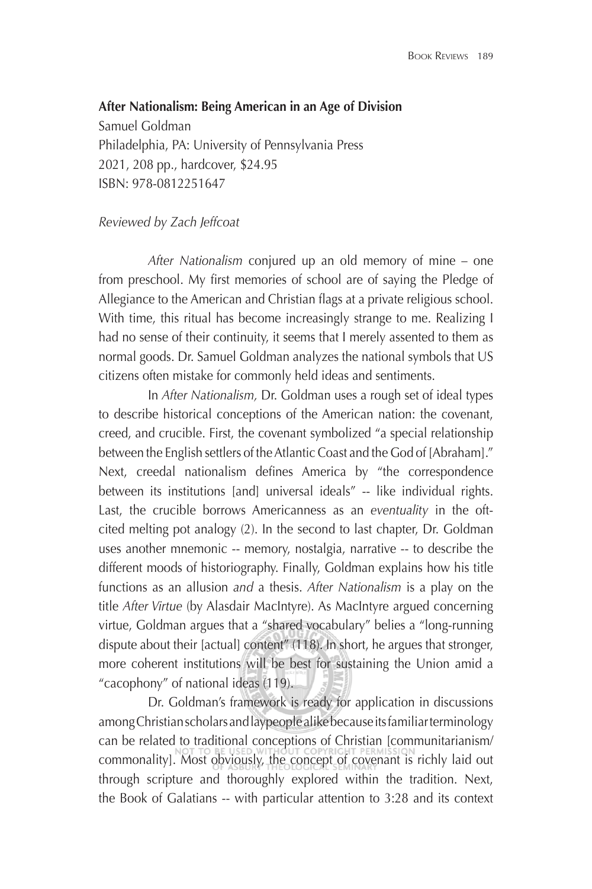**After Nationalism: Being American in an Age of Division**

Samuel Goldman
Philadelphia, PA: University of Pennsylvania Press
2021, 208 pp., hardcover, $24.95
ISBN: 978-0812251647

*Reviewed by Zach Jeffcoat*

*After Nationalism* conjured up an old memory of mine – one from preschool. My first memories of school are of saying the Pledge of Allegiance to the American and Christian flags at a private religious school. With time, this ritual has become increasingly strange to me. Realizing I had no sense of their continuity, it seems that I merely assented to them as normal goods. Dr. Samuel Goldman analyzes the national symbols that US citizens often mistake for commonly held ideas and sentiments.

In *After Nationalism,* Dr. Goldman uses a rough set of ideal types to describe historical conceptions of the American nation: the covenant, creed, and crucible. First, the covenant symbolized "a special relationship between the English settlers of the Atlantic Coast and the God of [Abraham]." Next, creedal nationalism defines America by "the correspondence between its institutions [and] universal ideals" -- like individual rights. Last, the crucible borrows Americanness as an *eventuality* in the oft-cited melting pot analogy (2). In the second to last chapter, Dr. Goldman uses another mnemonic -- memory, nostalgia, narrative -- to describe the different moods of historiography. Finally, Goldman explains how his title functions as an allusion *and* a thesis. *After Nationalism* is a play on the title *After Virtue* (by Alasdair MacIntyre). As MacIntyre argued concerning virtue, Goldman argues that a "shared vocabulary" belies a "long-running dispute about their [actual] content" (118). In short, he argues that stronger, more coherent institutions will be best for sustaining the Union amid a "cacophony" of national ideas (119).

Dr. Goldman's framework is ready for application in discussions among Christian scholars and laypeople alike because its familiar terminology can be related to traditional conceptions of Christian [communitarianism/commonality]. Most obviously, the concept of covenant is richly laid out through scripture and thoroughly explored within the tradition. Next, the Book of Galatians -- with particular attention to 3:28 and its context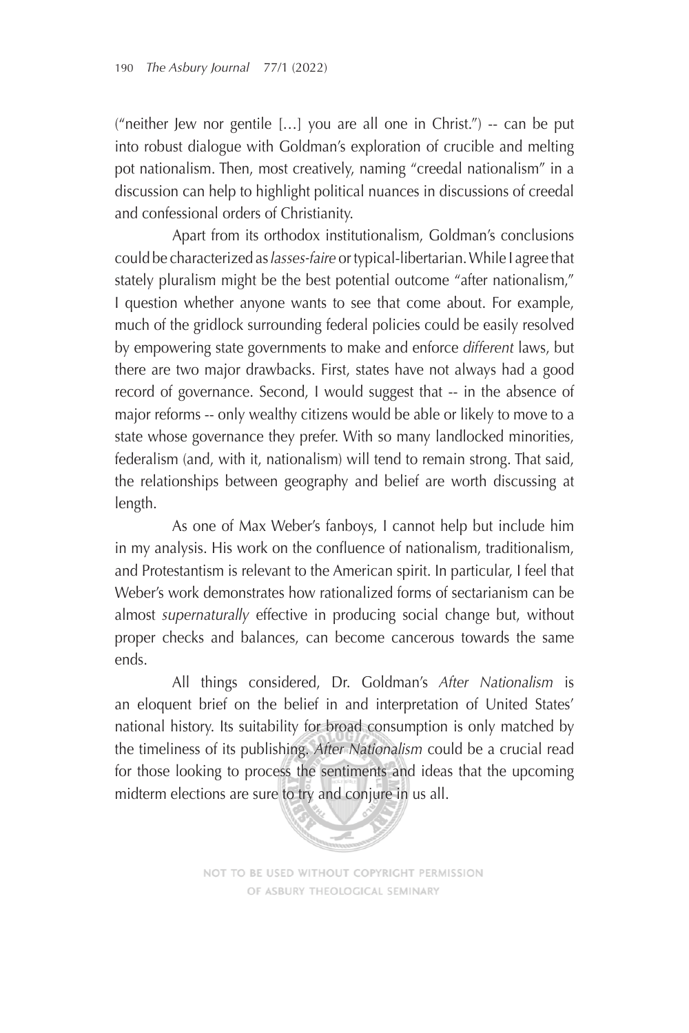("neither Jew nor gentile […] you are all one in Christ.") -- can be put into robust dialogue with Goldman's exploration of crucible and melting pot nationalism. Then, most creatively, naming "creedal nationalism" in a discussion can help to highlight political nuances in discussions of creedal and confessional orders of Christianity.

Apart from its orthodox institutionalism, Goldman's conclusions could be characterized as *lasses-faire* or typical-libertarian. While I agree that stately pluralism might be the best potential outcome "after nationalism," I question whether anyone wants to see that come about. For example, much of the gridlock surrounding federal policies could be easily resolved by empowering state governments to make and enforce *different* laws, but there are two major drawbacks. First, states have not always had a good record of governance. Second, I would suggest that -- in the absence of major reforms -- only wealthy citizens would be able or likely to move to a state whose governance they prefer. With so many landlocked minorities, federalism (and, with it, nationalism) will tend to remain strong. That said, the relationships between geography and belief are worth discussing at length.

As one of Max Weber's fanboys, I cannot help but include him in my analysis. His work on the confluence of nationalism, traditionalism, and Protestantism is relevant to the American spirit. In particular, I feel that Weber's work demonstrates how rationalized forms of sectarianism can be almost *supernaturally* effective in producing social change but, without proper checks and balances, can become cancerous towards the same ends.

All things considered, Dr. Goldman's *After Nationalism* is an eloquent brief on the belief in and interpretation of United States' national history. Its suitability for broad consumption is only matched by the timeliness of its publishing. *After Nationalism* could be a crucial read for those looking to process the sentiments and ideas that the upcoming midterm elections are sure to try and conjure in us all.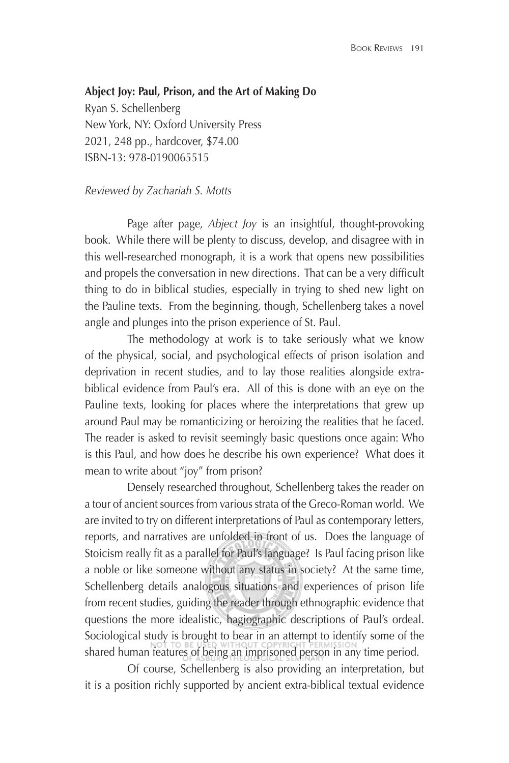**Abject Joy: Paul, Prison, and the Art of Making Do**
Ryan S. Schellenberg
New York, NY: Oxford University Press
2021, 248 pp., hardcover, $74.00
ISBN-13: 978-0190065515

*Reviewed by Zachariah S. Motts*

Page after page, *Abject Joy* is an insightful, thought-provoking book. While there will be plenty to discuss, develop, and disagree with in this well-researched monograph, it is a work that opens new possibilities and propels the conversation in new directions. That can be a very difficult thing to do in biblical studies, especially in trying to shed new light on the Pauline texts. From the beginning, though, Schellenberg takes a novel angle and plunges into the prison experience of St. Paul.

The methodology at work is to take seriously what we know of the physical, social, and psychological effects of prison isolation and deprivation in recent studies, and to lay those realities alongside extra-biblical evidence from Paul's era. All of this is done with an eye on the Pauline texts, looking for places where the interpretations that grew up around Paul may be romanticizing or heroizing the realities that he faced. The reader is asked to revisit seemingly basic questions once again: Who is this Paul, and how does he describe his own experience? What does it mean to write about "joy" from prison?

Densely researched throughout, Schellenberg takes the reader on a tour of ancient sources from various strata of the Greco-Roman world. We are invited to try on different interpretations of Paul as contemporary letters, reports, and narratives are unfolded in front of us. Does the language of Stoicism really fit as a parallel for Paul's language? Is Paul facing prison like a noble or like someone without any status in society? At the same time, Schellenberg details analogous situations and experiences of prison life from recent studies, guiding the reader through ethnographic evidence that questions the more idealistic, hagiographic descriptions of Paul's ordeal. Sociological study is brought to bear in an attempt to identify some of the shared human features of being an imprisoned person in any time period.

Of course, Schellenberg is also providing an interpretation, but it is a position richly supported by ancient extra-biblical textual evidence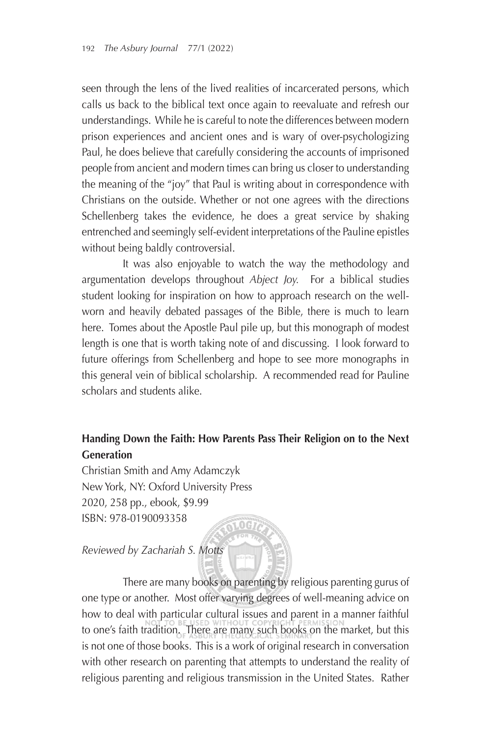seen through the lens of the lived realities of incarcerated persons, which calls us back to the biblical text once again to reevaluate and refresh our understandings. While he is careful to note the differences between modern prison experiences and ancient ones and is wary of over-psychologizing Paul, he does believe that carefully considering the accounts of imprisoned people from ancient and modern times can bring us closer to understanding the meaning of the "joy" that Paul is writing about in correspondence with Christians on the outside. Whether or not one agrees with the directions Schellenberg takes the evidence, he does a great service by shaking entrenched and seemingly self-evident interpretations of the Pauline epistles without being baldly controversial.

It was also enjoyable to watch the way the methodology and argumentation develops throughout *Abject Joy*. For a biblical studies student looking for inspiration on how to approach research on the well-worn and heavily debated passages of the Bible, there is much to learn here. Tomes about the Apostle Paul pile up, but this monograph of modest length is one that is worth taking note of and discussing. I look forward to future offerings from Schellenberg and hope to see more monographs in this general vein of biblical scholarship. A recommended read for Pauline scholars and students alike.

**Handing Down the Faith: How Parents Pass Their Religion on to the Next Generation**

Christian Smith and Amy Adamczyk
New York, NY: Oxford University Press
2020, 258 pp., ebook, $9.99
ISBN: 978-0190093358

*Reviewed by Zachariah S. Motts*

There are many books on parenting by religious parenting gurus of one type or another. Most offer varying degrees of well-meaning advice on how to deal with particular cultural issues and parent in a manner faithful to one's faith tradition. There are many such books on the market, but this is not one of those books. This is a work of original research in conversation with other research on parenting that attempts to understand the reality of religious parenting and religious transmission in the United States. Rather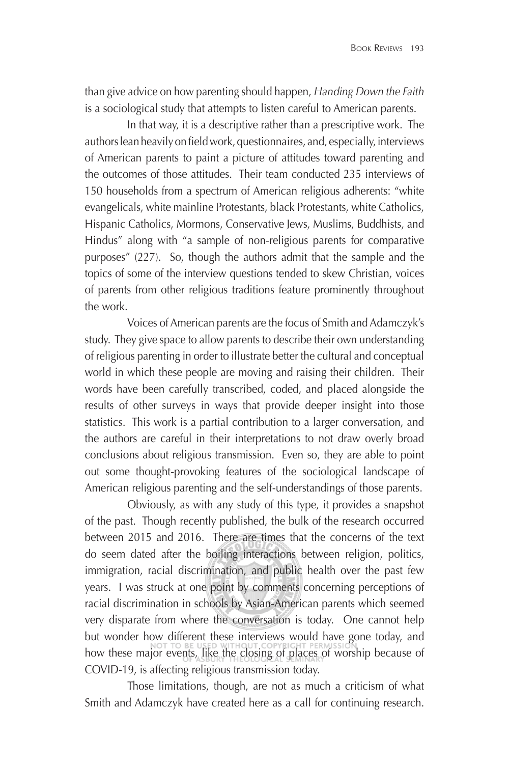than give advice on how parenting should happen, *Handing Down the Faith* is a sociological study that attempts to listen careful to American parents.

In that way, it is a descriptive rather than a prescriptive work. The authors lean heavily on field work, questionnaires, and, especially, interviews of American parents to paint a picture of attitudes toward parenting and the outcomes of those attitudes. Their team conducted 235 interviews of 150 households from a spectrum of American religious adherents: "white evangelicals, white mainline Protestants, black Protestants, white Catholics, Hispanic Catholics, Mormons, Conservative Jews, Muslims, Buddhists, and Hindus" along with "a sample of non-religious parents for comparative purposes" (227). So, though the authors admit that the sample and the topics of some of the interview questions tended to skew Christian, voices of parents from other religious traditions feature prominently throughout the work.

Voices of American parents are the focus of Smith and Adamczyk's study. They give space to allow parents to describe their own understanding of religious parenting in order to illustrate better the cultural and conceptual world in which these people are moving and raising their children. Their words have been carefully transcribed, coded, and placed alongside the results of other surveys in ways that provide deeper insight into those statistics. This work is a partial contribution to a larger conversation, and the authors are careful in their interpretations to not draw overly broad conclusions about religious transmission. Even so, they are able to point out some thought-provoking features of the sociological landscape of American religious parenting and the self-understandings of those parents.

Obviously, as with any study of this type, it provides a snapshot of the past. Though recently published, the bulk of the research occurred between 2015 and 2016. There are times that the concerns of the text do seem dated after the boiling interactions between religion, politics, immigration, racial discrimination, and public health over the past few years. I was struck at one point by comments concerning perceptions of racial discrimination in schools by Asian-American parents which seemed very disparate from where the conversation is today. One cannot help but wonder how different these interviews would have gone today, and how these major events, like the closing of places of worship because of COVID-19, is affecting religious transmission today.

Those limitations, though, are not as much a criticism of what Smith and Adamczyk have created here as a call for continuing research.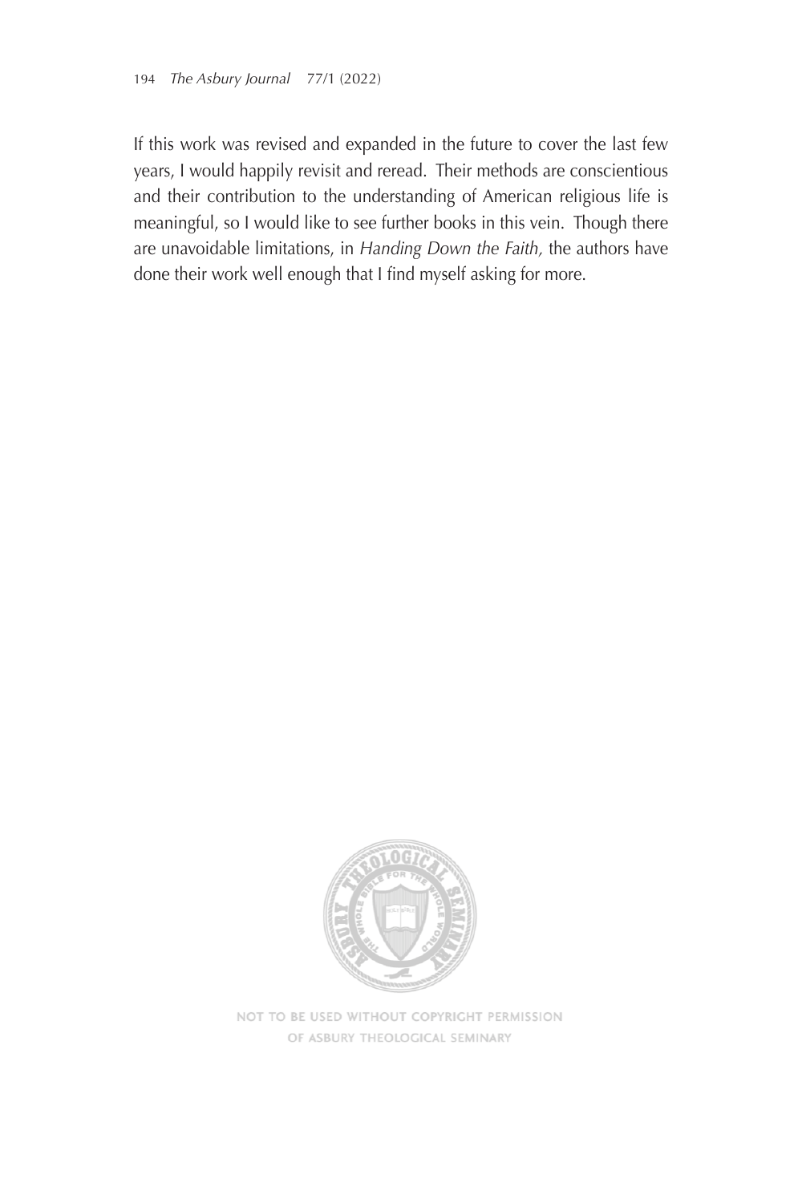If this work was revised and expanded in the future to cover the last few years, I would happily revisit and reread. Their methods are conscientious and their contribution to the understanding of American religious life is meaningful, so I would like to see further books in this vein. Though there are unavoidable limitations, in *Handing Down the Faith,* the authors have done their work well enough that I find myself asking for more.

NOT TO BE USED WITHOUT COPYRIGHT PERMISSION
OF ASBURY THEOLOGICAL SEMINARY